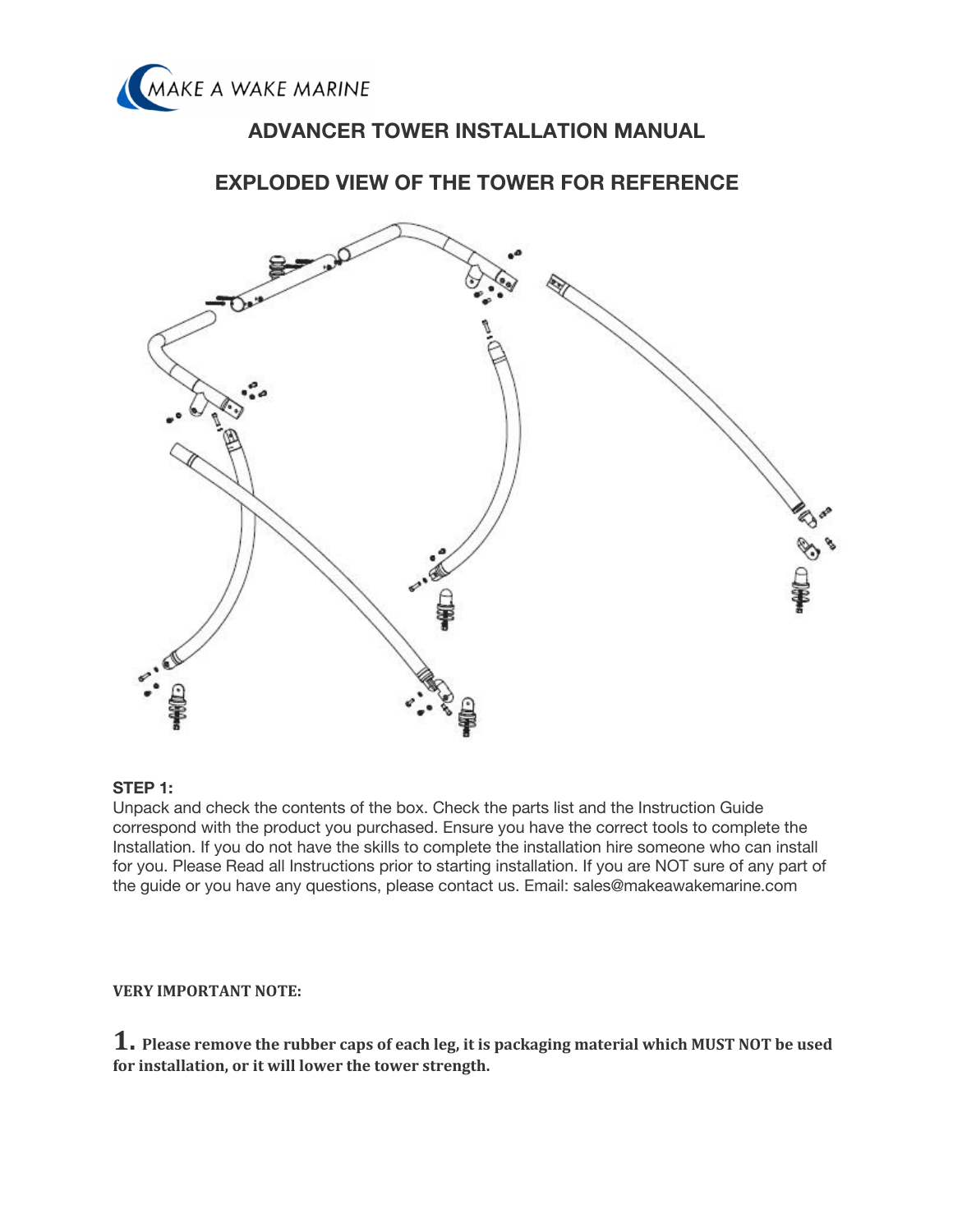MAKE A WAKE MARINE

# ADVANCER TOWER INSTALLATION MANUAL

## EXPLODED VIEW OF THE TOWER FOR REFERENCE

**STEP 1:**

Unpack and check the contents of the box. Check the parts list and the Instruction Guide correspond with the product you purchased. Ensure you have the correct tools to complete the Installation. If you do not have the skills to complete the installation hire someone who can install for you. Please Read all Instructions prior to starting installation. If you are NOT sure of any part of the guide or you have any questions, please contact us. Email: sales@makeawakemarine.com

**VERY IMPORTANT NOTE:**

**1. Please remove the rubber caps of each leg, it is packaging material which MUST NOT be used for installation, or it will lower the tower strength.**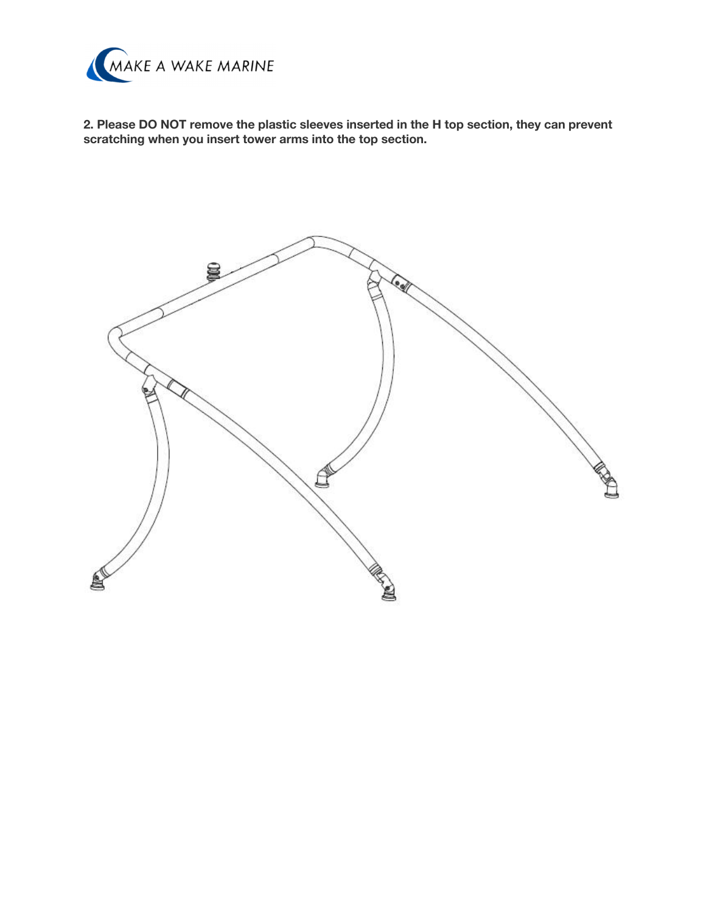**2. Please DO NOT remove the plastic sleeves inserted in the H top section, they can prevent scratching when you insert tower arms into the top section.**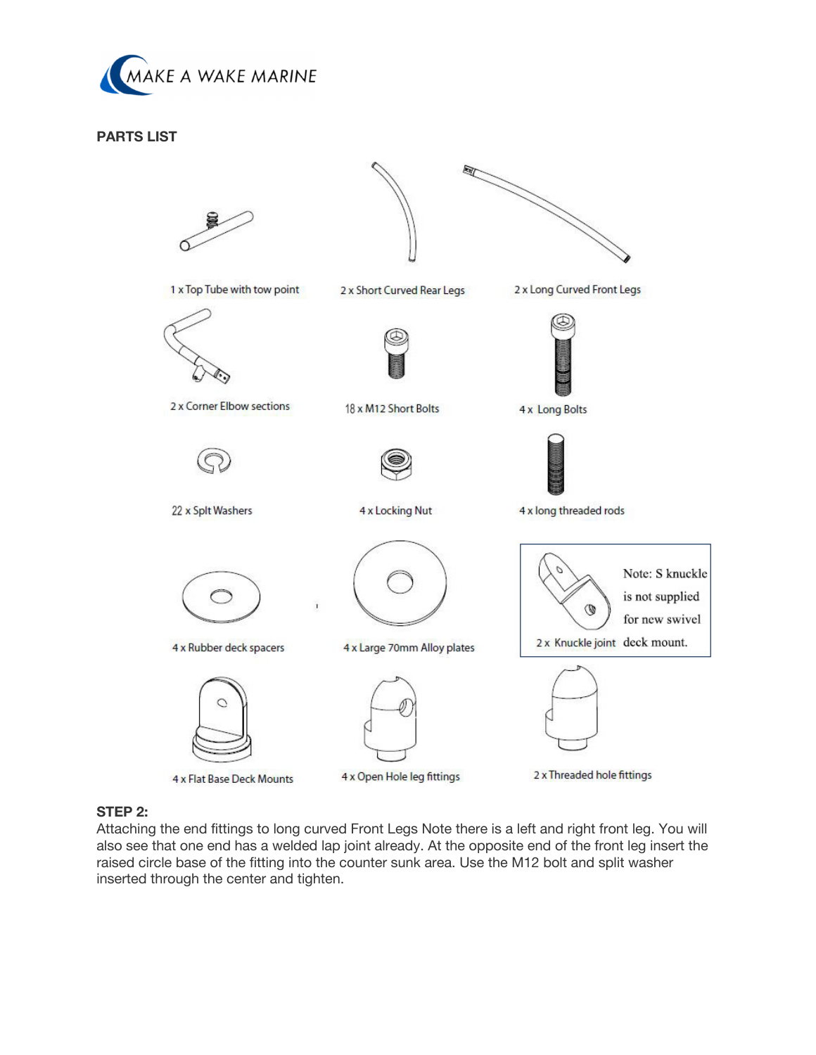**PARTS LIST**

1 x Top Tube with tow point

2 x Short Curved Rear Legs

2 x Long Curved Front Legs

2 x Corner Elbow sections

18 x M12 Short Bolts

4 x Long Bolts

22 x Splt Washers

4 x Locking Nut

4 x long threaded rods

4 x Rubber deck spacers

4 x Large 70mm Alloy plates

2 x Knuckle joint

Note: S knuckle is not supplied for new swivel deck mount.

4 x Flat Base Deck Mounts

4 x Open Hole leg fittings

2 x Threaded hole fittings

**STEP 2:**

Attaching the end fittings to long curved Front Legs Note there is a left and right front leg. You will also see that one end has a welded lap joint already. At the opposite end of the front leg insert the raised circle base of the fitting into the counter sunk area. Use the M12 bolt and split washer inserted through the center and tighten.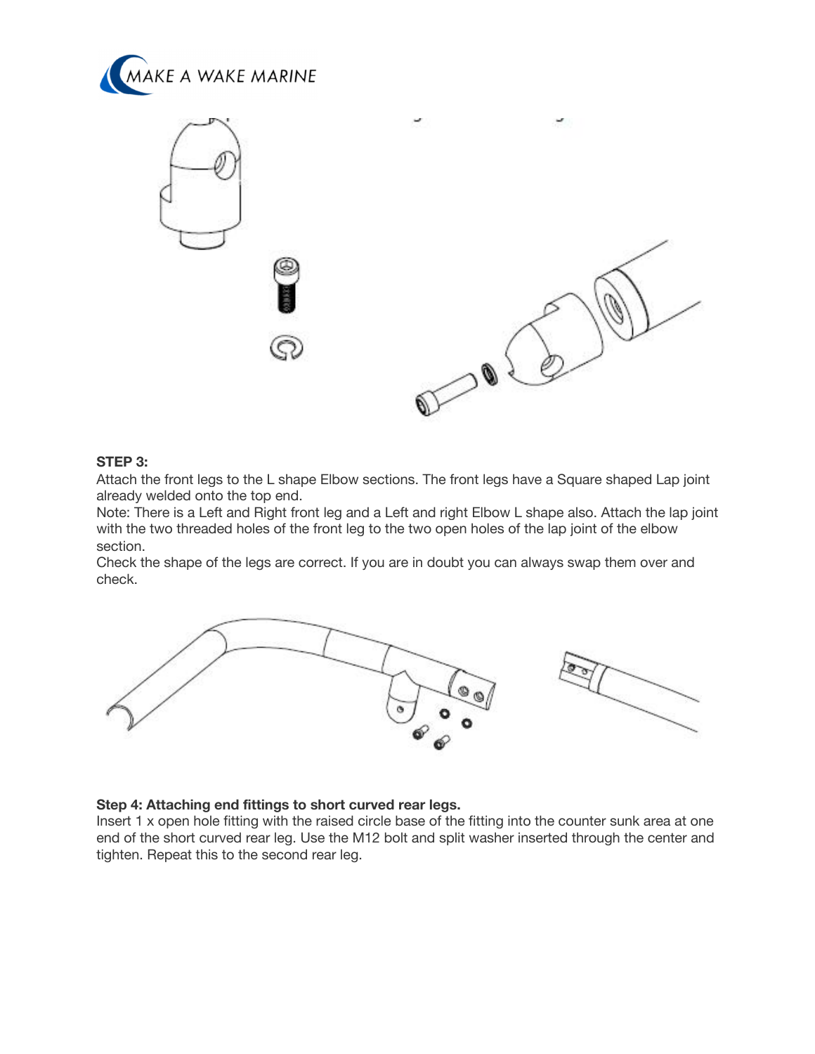**STEP 3:**

Attach the front legs to the L shape Elbow sections. The front legs have a Square shaped Lap joint already welded onto the top end.

Note: There is a Left and Right front leg and a Left and right Elbow L shape also. Attach the lap joint with the two threaded holes of the front leg to the two open holes of the lap joint of the elbow section.

Check the shape of the legs are correct. If you are in doubt you can always swap them over and check.

**Step 4: Attaching end fittings to short curved rear legs.**

Insert 1 x open hole fitting with the raised circle base of the fitting into the counter sunk area at one end of the short curved rear leg. Use the M12 bolt and split washer inserted through the center and tighten. Repeat this to the second rear leg.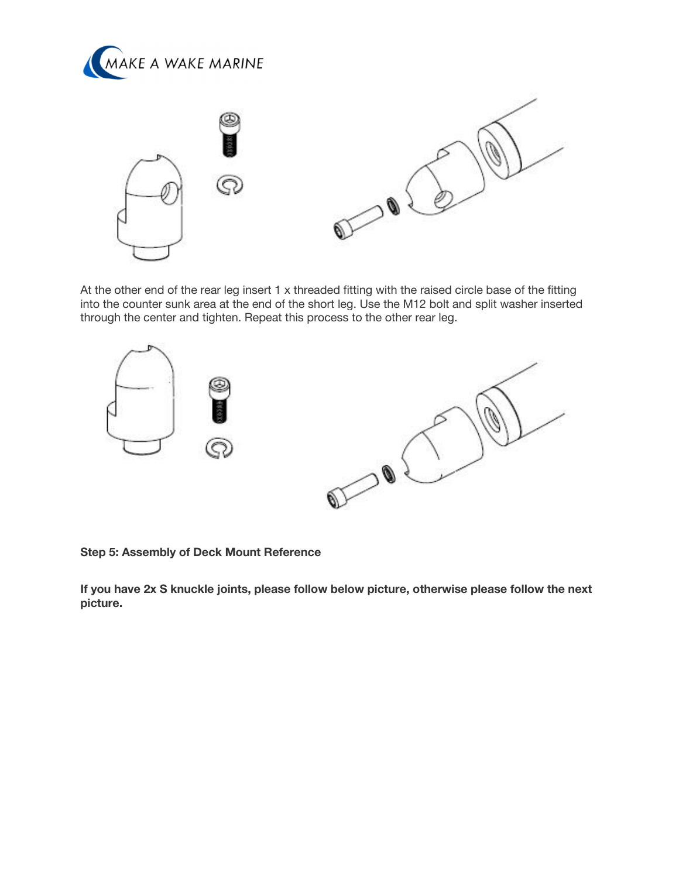At the other end of the rear leg insert 1 x threaded fitting with the raised circle base of the fitting into the counter sunk area at the end of the short leg. Use the M12 bolt and split washer inserted through the center and tighten. Repeat this process to the other rear leg.

**Step 5: Assembly of Deck Mount Reference**

**If you have 2x S knuckle joints, please follow below picture, otherwise please follow the next picture.**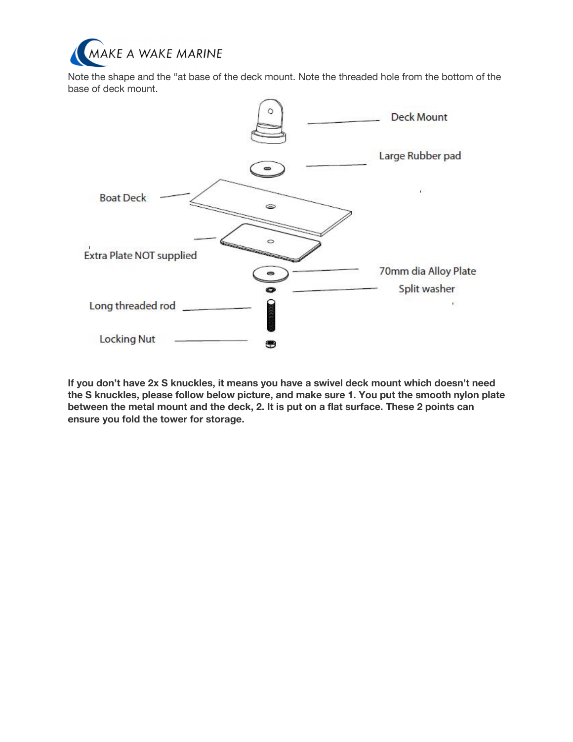Note the shape and the “at base of the deck mount. Note the threaded hole from the bottom of the base of deck mount.

Deck Mount

Large Rubber pad

Boat Deck

Extra Plate NOT supplied

70mm dia Alloy Plate

Split washer

Long threaded rod

Locking Nut

**If you don’t have 2x S knuckles, it means you have a swivel deck mount which doesn’t need the S knuckles, please follow below picture, and make sure 1. You put the smooth nylon plate between the metal mount and the deck, 2. It is put on a flat surface. These 2 points can ensure you fold the tower for storage.**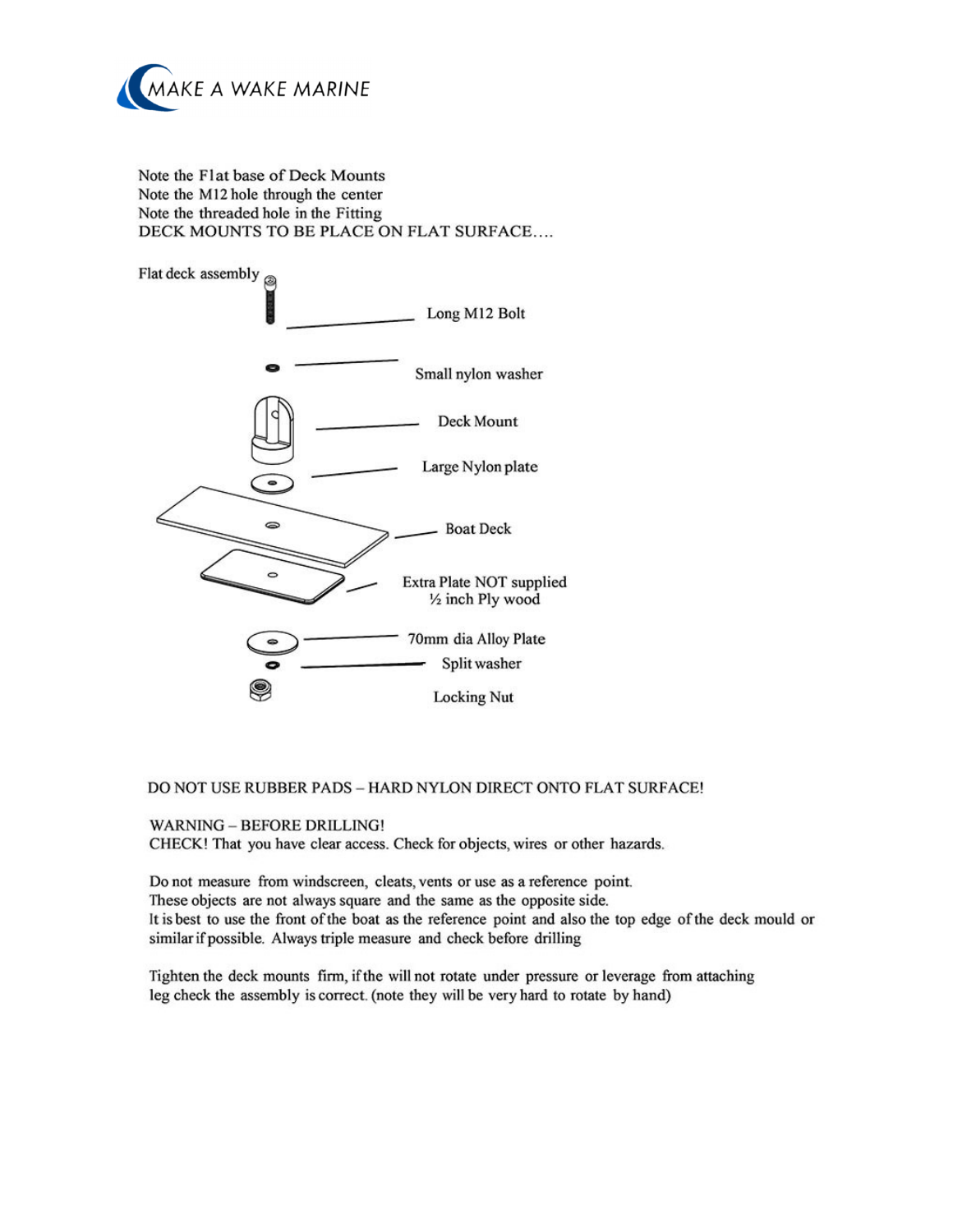Note the Flat base of Deck Mounts
Note the M12 hole through the center
Note the threaded hole in the Fitting
DECK MOUNTS TO BE PLACE ON FLAT SURFACE….

Flat deck assembly

- Long M12 Bolt
- Small nylon washer
- Deck Mount
- Large Nylon plate
- Boat Deck
- Extra Plate NOT supplied ½ inch Ply wood
- 70mm dia Alloy Plate
- Split washer
- Locking Nut

DO NOT USE RUBBER PADS – HARD NYLON DIRECT ONTO FLAT SURFACE!

WARNING – BEFORE DRILLING!
CHECK! That you have clear access. Check for objects, wires or other hazards.

Do not measure from windscreen, cleats, vents or use as a reference point.
These objects are not always square and the same as the opposite side.
It is best to use the front of the boat as the reference point and also the top edge of the deck mould or similar if possible. Always triple measure and check before drilling

Tighten the deck mounts firm, if the will not rotate under pressure or leverage from attaching leg check the assembly is correct. (note they will be very hard to rotate by hand)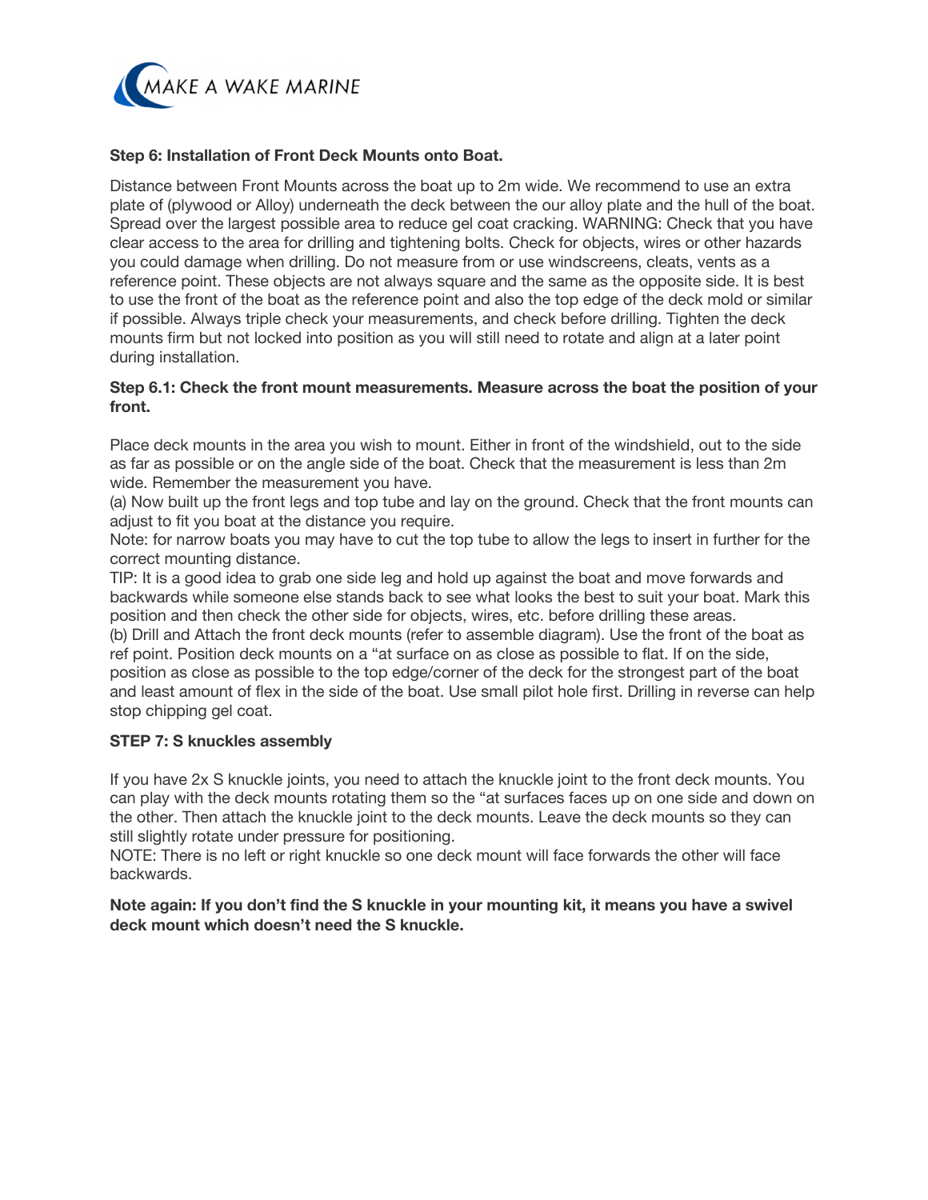**Step 6: Installation of Front Deck Mounts onto Boat.**

Distance between Front Mounts across the boat up to 2m wide. We recommend to use an extra plate of (plywood or Alloy) underneath the deck between the our alloy plate and the hull of the boat. Spread over the largest possible area to reduce gel coat cracking. WARNING: Check that you have clear access to the area for drilling and tightening bolts. Check for objects, wires or other hazards you could damage when drilling. Do not measure from or use windscreens, cleats, vents as a reference point. These objects are not always square and the same as the opposite side. It is best to use the front of the boat as the reference point and also the top edge of the deck mold or similar if possible. Always triple check your measurements, and check before drilling. Tighten the deck mounts firm but not locked into position as you will still need to rotate and align at a later point during installation.

**Step 6.1: Check the front mount measurements. Measure across the boat the position of your front.**

Place deck mounts in the area you wish to mount. Either in front of the windshield, out to the side as far as possible or on the angle side of the boat. Check that the measurement is less than 2m wide. Remember the measurement you have.

(a) Now built up the front legs and top tube and lay on the ground. Check that the front mounts can adjust to fit you boat at the distance you require.

Note: for narrow boats you may have to cut the top tube to allow the legs to insert in further for the correct mounting distance.

TIP: It is a good idea to grab one side leg and hold up against the boat and move forwards and backwards while someone else stands back to see what looks the best to suit your boat. Mark this position and then check the other side for objects, wires, etc. before drilling these areas.

(b) Drill and Attach the front deck mounts (refer to assemble diagram). Use the front of the boat as ref point. Position deck mounts on a “at surface on as close as possible to flat. If on the side, position as close as possible to the top edge/corner of the deck for the strongest part of the boat and least amount of flex in the side of the boat. Use small pilot hole first. Drilling in reverse can help stop chipping gel coat.

**STEP 7: S knuckles assembly**

If you have 2x S knuckle joints, you need to attach the knuckle joint to the front deck mounts. You can play with the deck mounts rotating them so the “at surfaces faces up on one side and down on the other. Then attach the knuckle joint to the deck mounts. Leave the deck mounts so they can still slightly rotate under pressure for positioning.

NOTE: There is no left or right knuckle so one deck mount will face forwards the other will face backwards.

**Note again: If you don’t find the S knuckle in your mounting kit, it means you have a swivel deck mount which doesn’t need the S knuckle.**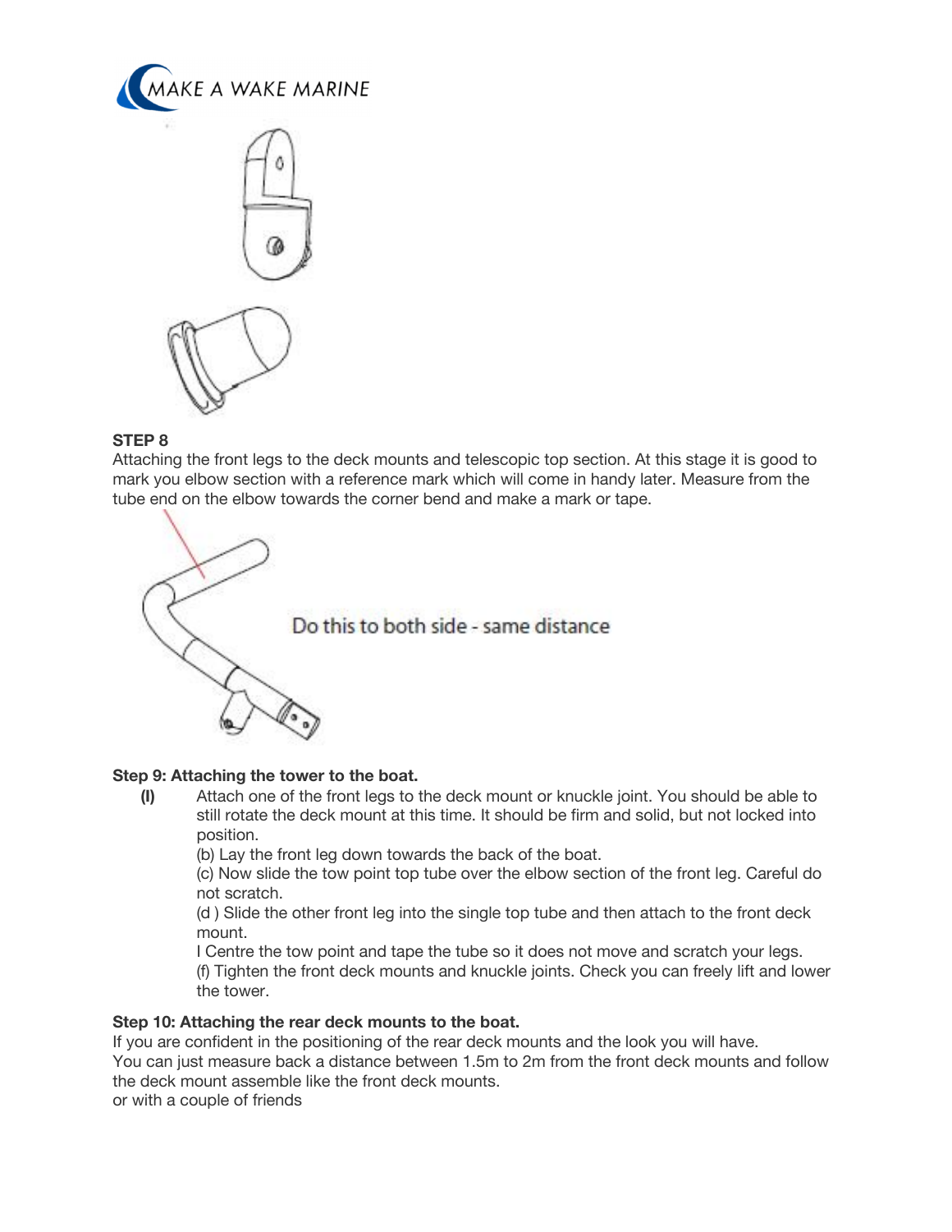**STEP 8**

Attaching the front legs to the deck mounts and telescopic top section. At this stage it is good to mark you elbow section with a reference mark which will come in handy later. Measure from the tube end on the elbow towards the corner bend and make a mark or tape.

Do this to both side - same distance

**Step 9: Attaching the tower to the boat.**

**(I)** Attach one of the front legs to the deck mount or knuckle joint. You should be able to still rotate the deck mount at this time. It should be firm and solid, but not locked into position.

(b) Lay the front leg down towards the back of the boat.

(c) Now slide the tow point top tube over the elbow section of the front leg. Careful do not scratch.

(d ) Slide the other front leg into the single top tube and then attach to the front deck mount.

I Centre the tow point and tape the tube so it does not move and scratch your legs.

(f) Tighten the front deck mounts and knuckle joints. Check you can freely lift and lower the tower.

**Step 10: Attaching the rear deck mounts to the boat.**

If you are confident in the positioning of the rear deck mounts and the look you will have.
You can just measure back a distance between 1.5m to 2m from the front deck mounts and follow the deck mount assemble like the front deck mounts.
or with a couple of friends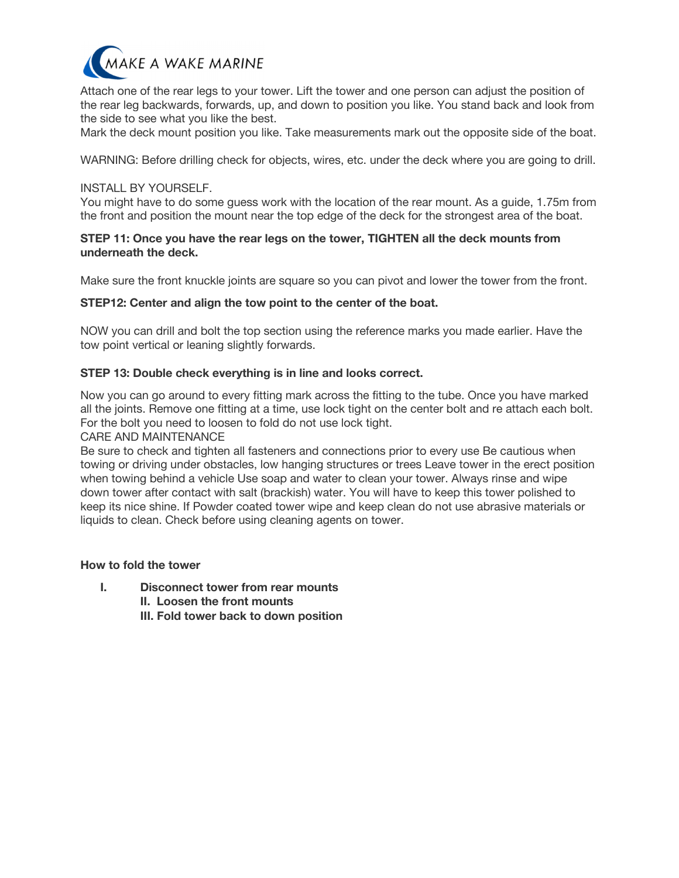Attach one of the rear legs to your tower. Lift the tower and one person can adjust the position of the rear leg backwards, forwards, up, and down to position you like. You stand back and look from the side to see what you like the best.
Mark the deck mount position you like. Take measurements mark out the opposite side of the boat.

WARNING: Before drilling check for objects, wires, etc. under the deck where you are going to drill.

INSTALL BY YOURSELF.
You might have to do some guess work with the location of the rear mount. As a guide, 1.75m from the front and position the mount near the top edge of the deck for the strongest area of the boat.

**STEP 11: Once you have the rear legs on the tower, TIGHTEN all the deck mounts from underneath the deck.**

Make sure the front knuckle joints are square so you can pivot and lower the tower from the front.

**STEP12: Center and align the tow point to the center of the boat.**

NOW you can drill and bolt the top section using the reference marks you made earlier. Have the tow point vertical or leaning slightly forwards.

**STEP 13: Double check everything is in line and looks correct.**

Now you can go around to every fitting mark across the fitting to the tube. Once you have marked all the joints. Remove one fitting at a time, use lock tight on the center bolt and re attach each bolt. For the bolt you need to loosen to fold do not use lock tight.
CARE AND MAINTENANCE
Be sure to check and tighten all fasteners and connections prior to every use Be cautious when towing or driving under obstacles, low hanging structures or trees Leave tower in the erect position when towing behind a vehicle Use soap and water to clean your tower. Always rinse and wipe down tower after contact with salt (brackish) water. You will have to keep this tower polished to keep its nice shine. If Powder coated tower wipe and keep clean do not use abrasive materials or liquids to clean. Check before using cleaning agents on tower.

**How to fold the tower**

I. **Disconnect tower from rear mounts**
II. **Loosen the front mounts**
III. **Fold tower back to down position**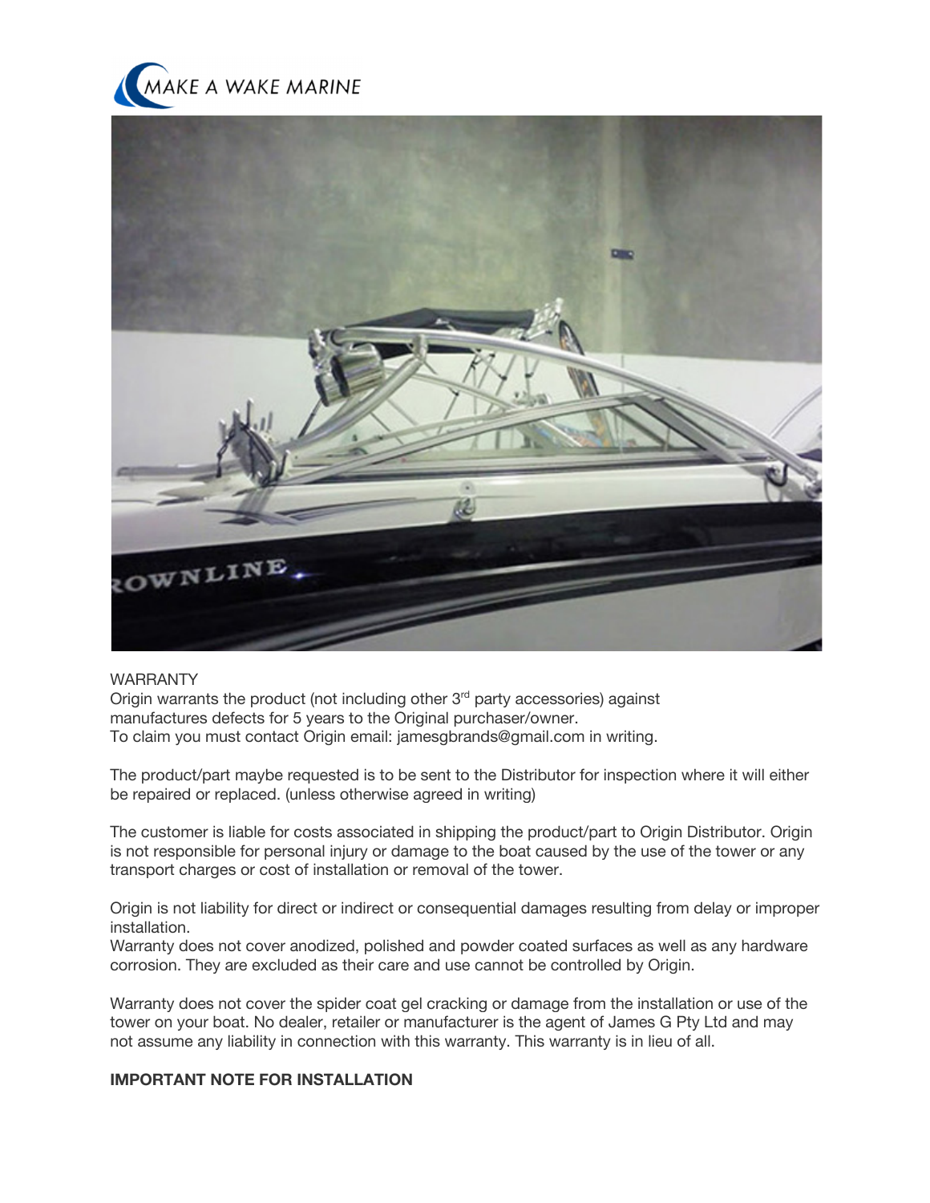WARRANTY

Origin warrants the product (not including other 3rd party accessories) against manufactures defects for 5 years to the Original purchaser/owner.
To claim you must contact Origin email: jamesgbrands@gmail.com in writing.

The product/part maybe requested is to be sent to the Distributor for inspection where it will either be repaired or replaced. (unless otherwise agreed in writing)

The customer is liable for costs associated in shipping the product/part to Origin Distributor. Origin is not responsible for personal injury or damage to the boat caused by the use of the tower or any transport charges or cost of installation or removal of the tower.

Origin is not liability for direct or indirect or consequential damages resulting from delay or improper installation.
Warranty does not cover anodized, polished and powder coated surfaces as well as any hardware corrosion. They are excluded as their care and use cannot be controlled by Origin.

Warranty does not cover the spider coat gel cracking or damage from the installation or use of the tower on your boat. No dealer, retailer or manufacturer is the agent of James G Pty Ltd and may not assume any liability in connection with this warranty. This warranty is in lieu of all.

**IMPORTANT NOTE FOR INSTALLATION**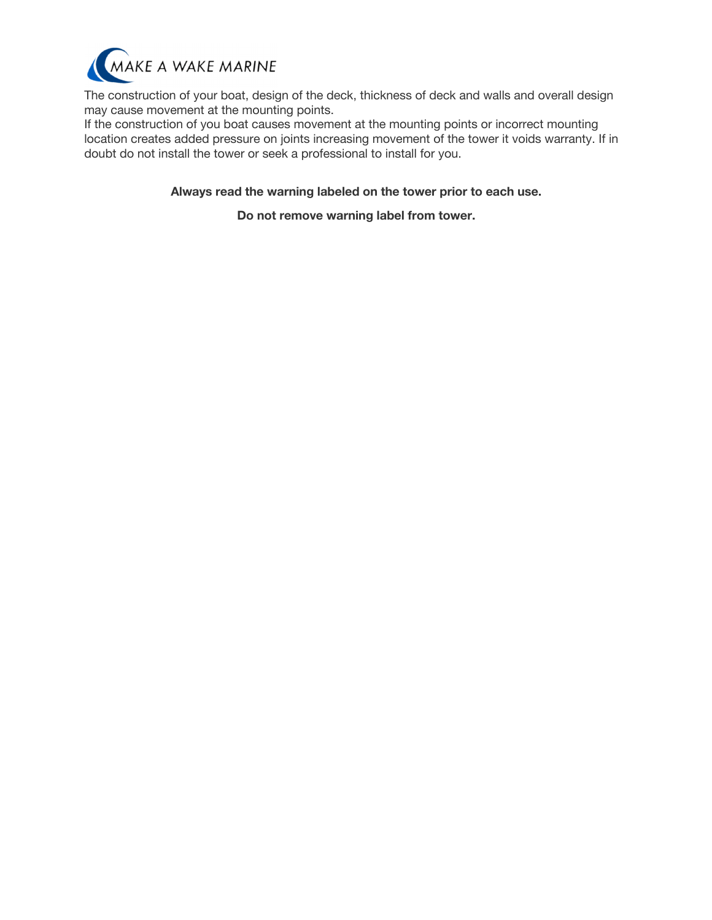MAKE A WAKE MARINE

The construction of your boat, design of the deck, thickness of deck and walls and overall design may cause movement at the mounting points.
If the construction of you boat causes movement at the mounting points or incorrect mounting location creates added pressure on joints increasing movement of the tower it voids warranty. If in doubt do not install the tower or seek a professional to install for you.

**Always read the warning labeled on the tower prior to each use.**

**Do not remove warning label from tower.**